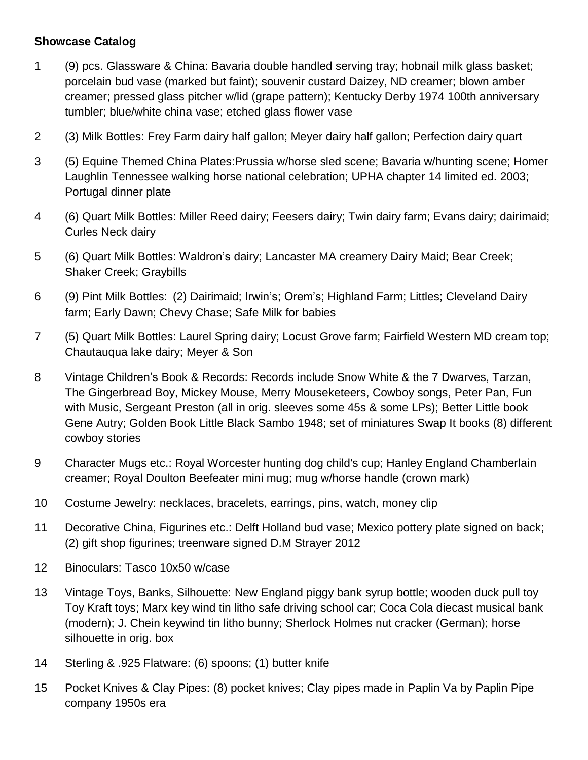**Showcase Catalog**

1 (9) pcs. Glassware & China: Bavaria double handled serving tray; hobnail milk glass basket; porcelain bud vase (marked but faint); souvenir custard Daizey, ND creamer; blown amber creamer; pressed glass pitcher w/lid (grape pattern); Kentucky Derby 1974 100th anniversary tumbler; blue/white china vase; etched glass flower vase

2 (3) Milk Bottles: Frey Farm dairy half gallon; Meyer dairy half gallon; Perfection dairy quart

3 (5) Equine Themed China Plates:Prussia w/horse sled scene; Bavaria w/hunting scene; Homer Laughlin Tennessee walking horse national celebration; UPHA chapter 14 limited ed. 2003; Portugal dinner plate

4 (6) Quart Milk Bottles: Miller Reed dairy; Feesers dairy; Twin dairy farm; Evans dairy; dairimaid; Curles Neck dairy

5 (6) Quart Milk Bottles: Waldron's dairy; Lancaster MA creamery Dairy Maid; Bear Creek; Shaker Creek; Graybills

6 (9) Pint Milk Bottles: (2) Dairimaid; Irwin's; Orem's; Highland Farm; Littles; Cleveland Dairy farm; Early Dawn; Chevy Chase; Safe Milk for babies

7 (5) Quart Milk Bottles: Laurel Spring dairy; Locust Grove farm; Fairfield Western MD cream top; Chautauqua lake dairy; Meyer & Son

8 Vintage Children's Book & Records: Records include Snow White & the 7 Dwarves, Tarzan, The Gingerbread Boy, Mickey Mouse, Merry Mouseketeers, Cowboy songs, Peter Pan, Fun with Music, Sergeant Preston (all in orig. sleeves some 45s & some LPs); Better Little book Gene Autry; Golden Book Little Black Sambo 1948; set of miniatures Swap It books (8) different cowboy stories

9 Character Mugs etc.: Royal Worcester hunting dog child's cup; Hanley England Chamberlain creamer; Royal Doulton Beefeater mini mug; mug w/horse handle (crown mark)

10 Costume Jewelry: necklaces, bracelets, earrings, pins, watch, money clip

11 Decorative China, Figurines etc.: Delft Holland bud vase; Mexico pottery plate signed on back; (2) gift shop figurines; treenware signed D.M Strayer 2012

12 Binoculars: Tasco 10x50 w/case

13 Vintage Toys, Banks, Silhouette: New England piggy bank syrup bottle; wooden duck pull toy Toy Kraft toys; Marx key wind tin litho safe driving school car; Coca Cola diecast musical bank (modern); J. Chein keywind tin litho bunny; Sherlock Holmes nut cracker (German); horse silhouette in orig. box

14 Sterling & .925 Flatware: (6) spoons; (1) butter knife

15 Pocket Knives & Clay Pipes: (8) pocket knives; Clay pipes made in Paplin Va by Paplin Pipe company 1950s era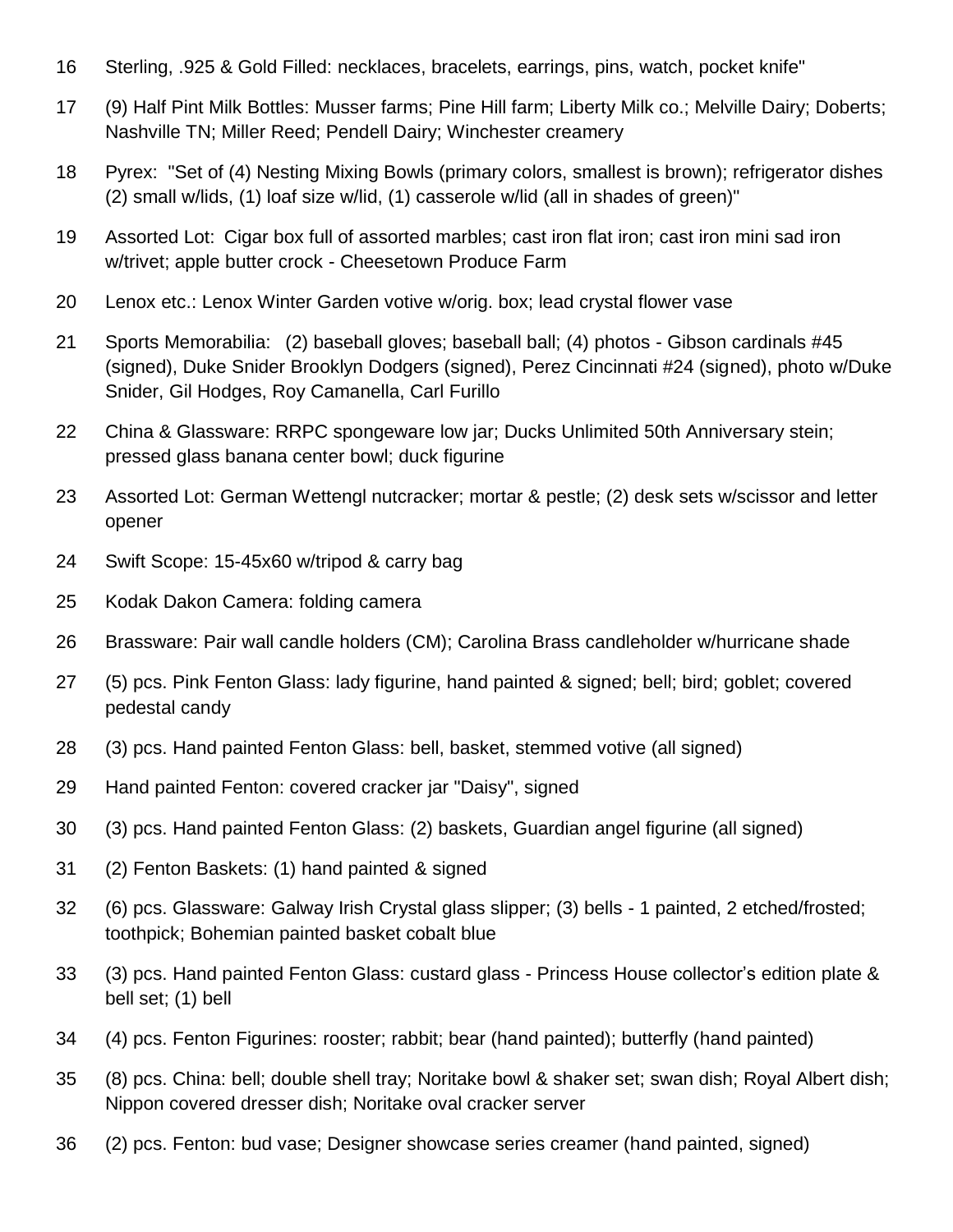16 Sterling, .925 & Gold Filled: necklaces, bracelets, earrings, pins, watch, pocket knife"

17 (9) Half Pint Milk Bottles: Musser farms; Pine Hill farm; Liberty Milk co.; Melville Dairy; Doberts; Nashville TN; Miller Reed; Pendell Dairy; Winchester creamery

18 Pyrex: "Set of (4) Nesting Mixing Bowls (primary colors, smallest is brown); refrigerator dishes (2) small w/lids, (1) loaf size w/lid, (1) casserole w/lid (all in shades of green)"

19 Assorted Lot: Cigar box full of assorted marbles; cast iron flat iron; cast iron mini sad iron w/trivet; apple butter crock - Cheesetown Produce Farm

20 Lenox etc.: Lenox Winter Garden votive w/orig. box; lead crystal flower vase

21 Sports Memorabilia: (2) baseball gloves; baseball ball; (4) photos - Gibson cardinals #45 (signed), Duke Snider Brooklyn Dodgers (signed), Perez Cincinnati #24 (signed), photo w/Duke Snider, Gil Hodges, Roy Camanella, Carl Furillo

22 China & Glassware: RRPC spongeware low jar; Ducks Unlimited 50th Anniversary stein; pressed glass banana center bowl; duck figurine

23 Assorted Lot: German Wettengl nutcracker; mortar & pestle; (2) desk sets w/scissor and letter opener

24 Swift Scope: 15-45x60 w/tripod & carry bag

25 Kodak Dakon Camera: folding camera

26 Brassware: Pair wall candle holders (CM); Carolina Brass candleholder w/hurricane shade

27 (5) pcs. Pink Fenton Glass: lady figurine, hand painted & signed; bell; bird; goblet; covered pedestal candy

28 (3) pcs. Hand painted Fenton Glass: bell, basket, stemmed votive (all signed)

29 Hand painted Fenton: covered cracker jar "Daisy", signed

30 (3) pcs. Hand painted Fenton Glass: (2) baskets, Guardian angel figurine (all signed)

31 (2) Fenton Baskets: (1) hand painted & signed

32 (6) pcs. Glassware: Galway Irish Crystal glass slipper; (3) bells - 1 painted, 2 etched/frosted; toothpick; Bohemian painted basket cobalt blue

33 (3) pcs. Hand painted Fenton Glass: custard glass - Princess House collector's edition plate & bell set; (1) bell

34 (4) pcs. Fenton Figurines: rooster; rabbit; bear (hand painted); butterfly (hand painted)

35 (8) pcs. China: bell; double shell tray; Noritake bowl & shaker set; swan dish; Royal Albert dish; Nippon covered dresser dish; Noritake oval cracker server

36 (2) pcs. Fenton: bud vase; Designer showcase series creamer (hand painted, signed)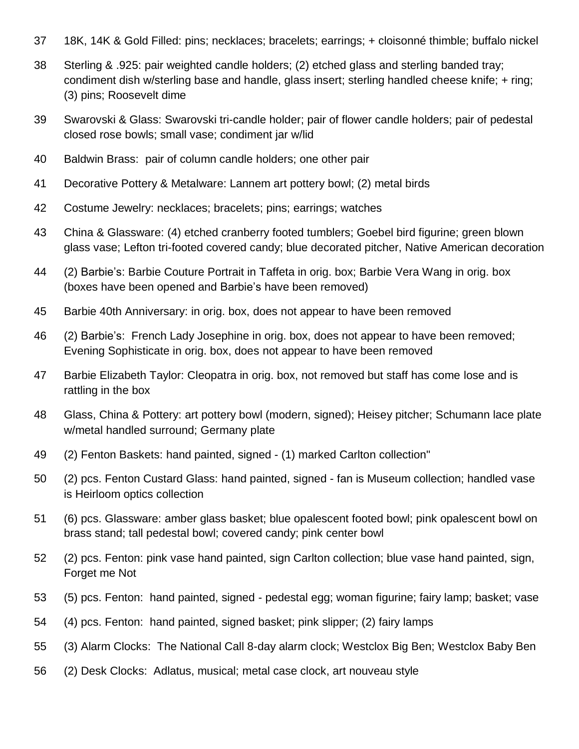37 18K, 14K & Gold Filled: pins; necklaces; bracelets; earrings; + cloisonné thimble; buffalo nickel

38 Sterling & .925: pair weighted candle holders; (2) etched glass and sterling banded tray; condiment dish w/sterling base and handle, glass insert; sterling handled cheese knife; + ring; (3) pins; Roosevelt dime

39 Swarovski & Glass: Swarovski tri-candle holder; pair of flower candle holders; pair of pedestal closed rose bowls; small vase; condiment jar w/lid

40 Baldwin Brass: pair of column candle holders; one other pair

41 Decorative Pottery & Metalware: Lannem art pottery bowl; (2) metal birds

42 Costume Jewelry: necklaces; bracelets; pins; earrings; watches

43 China & Glassware: (4) etched cranberry footed tumblers; Goebel bird figurine; green blown glass vase; Lefton tri-footed covered candy; blue decorated pitcher, Native American decoration

44 (2) Barbie's: Barbie Couture Portrait in Taffeta in orig. box; Barbie Vera Wang in orig. box (boxes have been opened and Barbie's have been removed)

45 Barbie 40th Anniversary: in orig. box, does not appear to have been removed

46 (2) Barbie's: French Lady Josephine in orig. box, does not appear to have been removed; Evening Sophisticate in orig. box, does not appear to have been removed

47 Barbie Elizabeth Taylor: Cleopatra in orig. box, not removed but staff has come lose and is rattling in the box

48 Glass, China & Pottery: art pottery bowl (modern, signed); Heisey pitcher; Schumann lace plate w/metal handled surround; Germany plate

49 (2) Fenton Baskets: hand painted, signed - (1) marked Carlton collection"

50 (2) pcs. Fenton Custard Glass: hand painted, signed - fan is Museum collection; handled vase is Heirloom optics collection

51 (6) pcs. Glassware: amber glass basket; blue opalescent footed bowl; pink opalescent bowl on brass stand; tall pedestal bowl; covered candy; pink center bowl

52 (2) pcs. Fenton: pink vase hand painted, sign Carlton collection; blue vase hand painted, sign, Forget me Not

53 (5) pcs. Fenton: hand painted, signed - pedestal egg; woman figurine; fairy lamp; basket; vase

54 (4) pcs. Fenton: hand painted, signed basket; pink slipper; (2) fairy lamps

55 (3) Alarm Clocks: The National Call 8-day alarm clock; Westclox Big Ben; Westclox Baby Ben

56 (2) Desk Clocks: Adlatus, musical; metal case clock, art nouveau style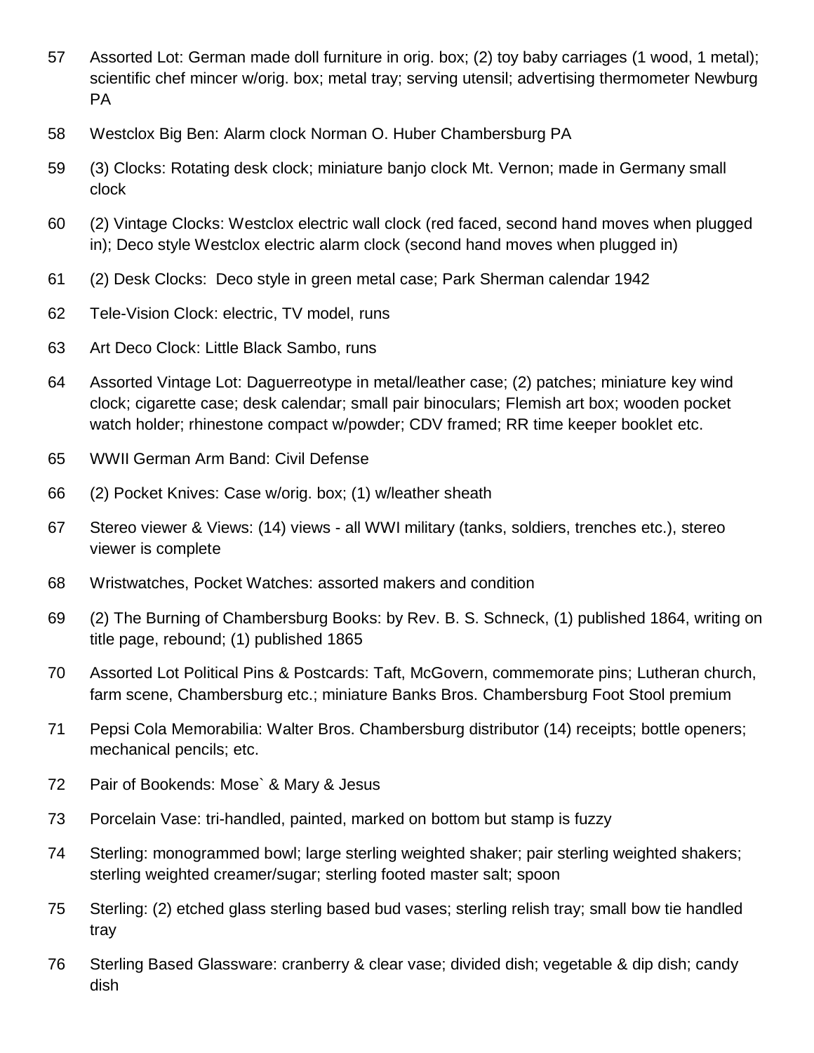57 Assorted Lot: German made doll furniture in orig. box; (2) toy baby carriages (1 wood, 1 metal); scientific chef mincer w/orig. box; metal tray; serving utensil; advertising thermometer Newburg PA

58 Westclox Big Ben: Alarm clock Norman O. Huber Chambersburg PA

59 (3) Clocks: Rotating desk clock; miniature banjo clock Mt. Vernon; made in Germany small clock

60 (2) Vintage Clocks: Westclox electric wall clock (red faced, second hand moves when plugged in); Deco style Westclox electric alarm clock (second hand moves when plugged in)

61 (2) Desk Clocks: Deco style in green metal case; Park Sherman calendar 1942

62 Tele-Vision Clock: electric, TV model, runs

63 Art Deco Clock: Little Black Sambo, runs

64 Assorted Vintage Lot: Daguerreotype in metal/leather case; (2) patches; miniature key wind clock; cigarette case; desk calendar; small pair binoculars; Flemish art box; wooden pocket watch holder; rhinestone compact w/powder; CDV framed; RR time keeper booklet etc.

65 WWII German Arm Band: Civil Defense

66 (2) Pocket Knives: Case w/orig. box; (1) w/leather sheath

67 Stereo viewer & Views: (14) views - all WWI military (tanks, soldiers, trenches etc.), stereo viewer is complete

68 Wristwatches, Pocket Watches: assorted makers and condition

69 (2) The Burning of Chambersburg Books: by Rev. B. S. Schneck, (1) published 1864, writing on title page, rebound; (1) published 1865

70 Assorted Lot Political Pins & Postcards: Taft, McGovern, commemorate pins; Lutheran church, farm scene, Chambersburg etc.; miniature Banks Bros. Chambersburg Foot Stool premium

71 Pepsi Cola Memorabilia: Walter Bros. Chambersburg distributor (14) receipts; bottle openers; mechanical pencils; etc.

72 Pair of Bookends: Mose` & Mary & Jesus

73 Porcelain Vase: tri-handled, painted, marked on bottom but stamp is fuzzy

74 Sterling: monogrammed bowl; large sterling weighted shaker; pair sterling weighted shakers; sterling weighted creamer/sugar; sterling footed master salt; spoon

75 Sterling: (2) etched glass sterling based bud vases; sterling relish tray; small bow tie handled tray

76 Sterling Based Glassware: cranberry & clear vase; divided dish; vegetable & dip dish; candy dish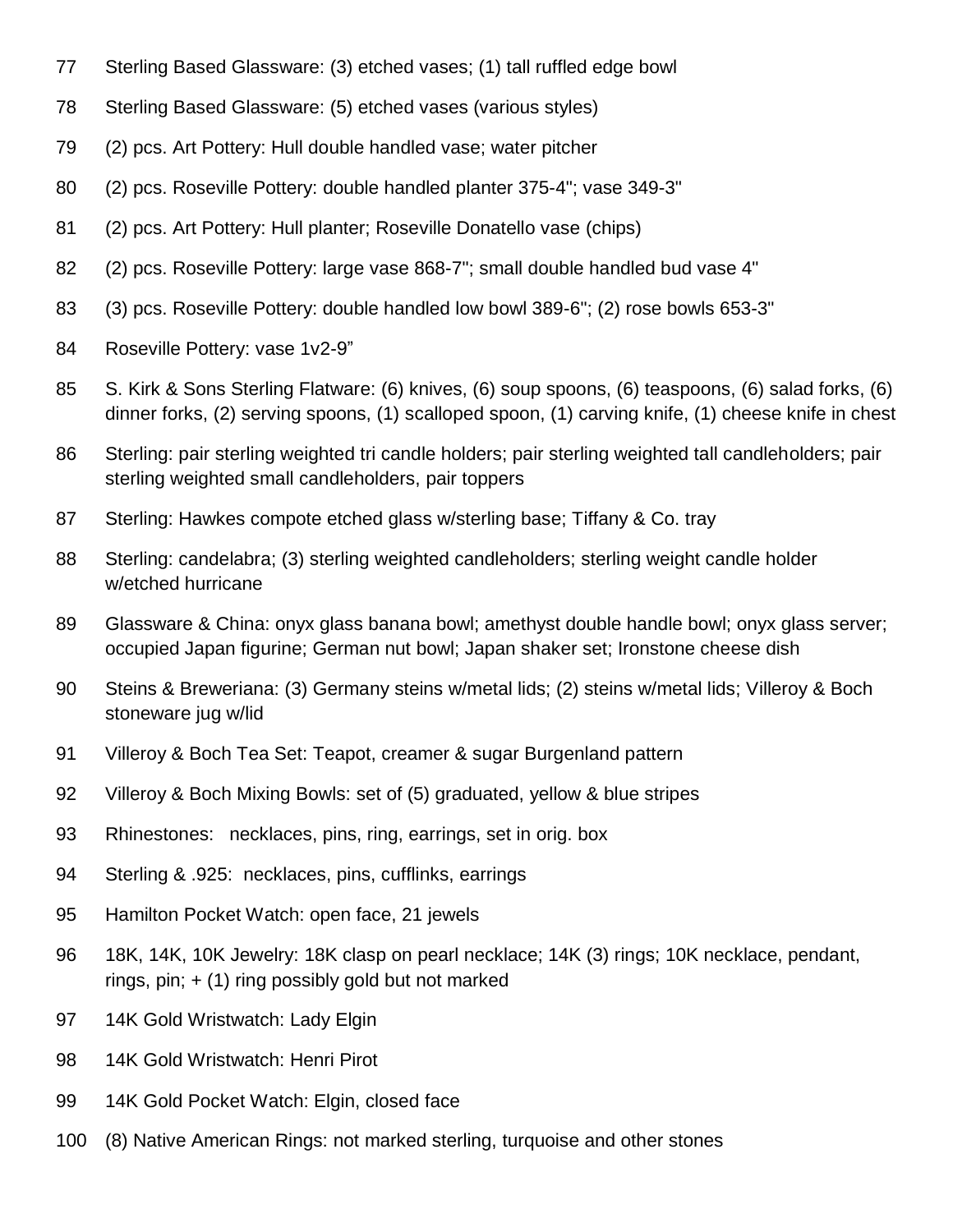77 Sterling Based Glassware: (3) etched vases; (1) tall ruffled edge bowl

78 Sterling Based Glassware: (5) etched vases (various styles)

79 (2) pcs. Art Pottery: Hull double handled vase; water pitcher

80 (2) pcs. Roseville Pottery: double handled planter 375-4"; vase 349-3"

81 (2) pcs. Art Pottery: Hull planter; Roseville Donatello vase (chips)

82 (2) pcs. Roseville Pottery: large vase 868-7"; small double handled bud vase 4"

83 (3) pcs. Roseville Pottery: double handled low bowl 389-6"; (2) rose bowls 653-3"

84 Roseville Pottery: vase 1v2-9”

85 S. Kirk & Sons Sterling Flatware: (6) knives, (6) soup spoons, (6) teaspoons, (6) salad forks, (6) dinner forks, (2) serving spoons, (1) scalloped spoon, (1) carving knife, (1) cheese knife in chest

86 Sterling: pair sterling weighted tri candle holders; pair sterling weighted tall candleholders; pair sterling weighted small candleholders, pair toppers

87 Sterling: Hawkes compote etched glass w/sterling base; Tiffany & Co. tray

88 Sterling: candelabra; (3) sterling weighted candleholders; sterling weight candle holder w/etched hurricane

89 Glassware & China: onyx glass banana bowl; amethyst double handle bowl; onyx glass server; occupied Japan figurine; German nut bowl; Japan shaker set; Ironstone cheese dish

90 Steins & Breweriana: (3) Germany steins w/metal lids; (2) steins w/metal lids; Villeroy & Boch stoneware jug w/lid

91 Villeroy & Boch Tea Set: Teapot, creamer & sugar Burgenland pattern

92 Villeroy & Boch Mixing Bowls: set of (5) graduated, yellow & blue stripes

93 Rhinestones: necklaces, pins, ring, earrings, set in orig. box

94 Sterling & .925: necklaces, pins, cufflinks, earrings

95 Hamilton Pocket Watch: open face, 21 jewels

96 18K, 14K, 10K Jewelry: 18K clasp on pearl necklace; 14K (3) rings; 10K necklace, pendant, rings, pin; + (1) ring possibly gold but not marked

97 14K Gold Wristwatch: Lady Elgin

98 14K Gold Wristwatch: Henri Pirot

99 14K Gold Pocket Watch: Elgin, closed face

100 (8) Native American Rings: not marked sterling, turquoise and other stones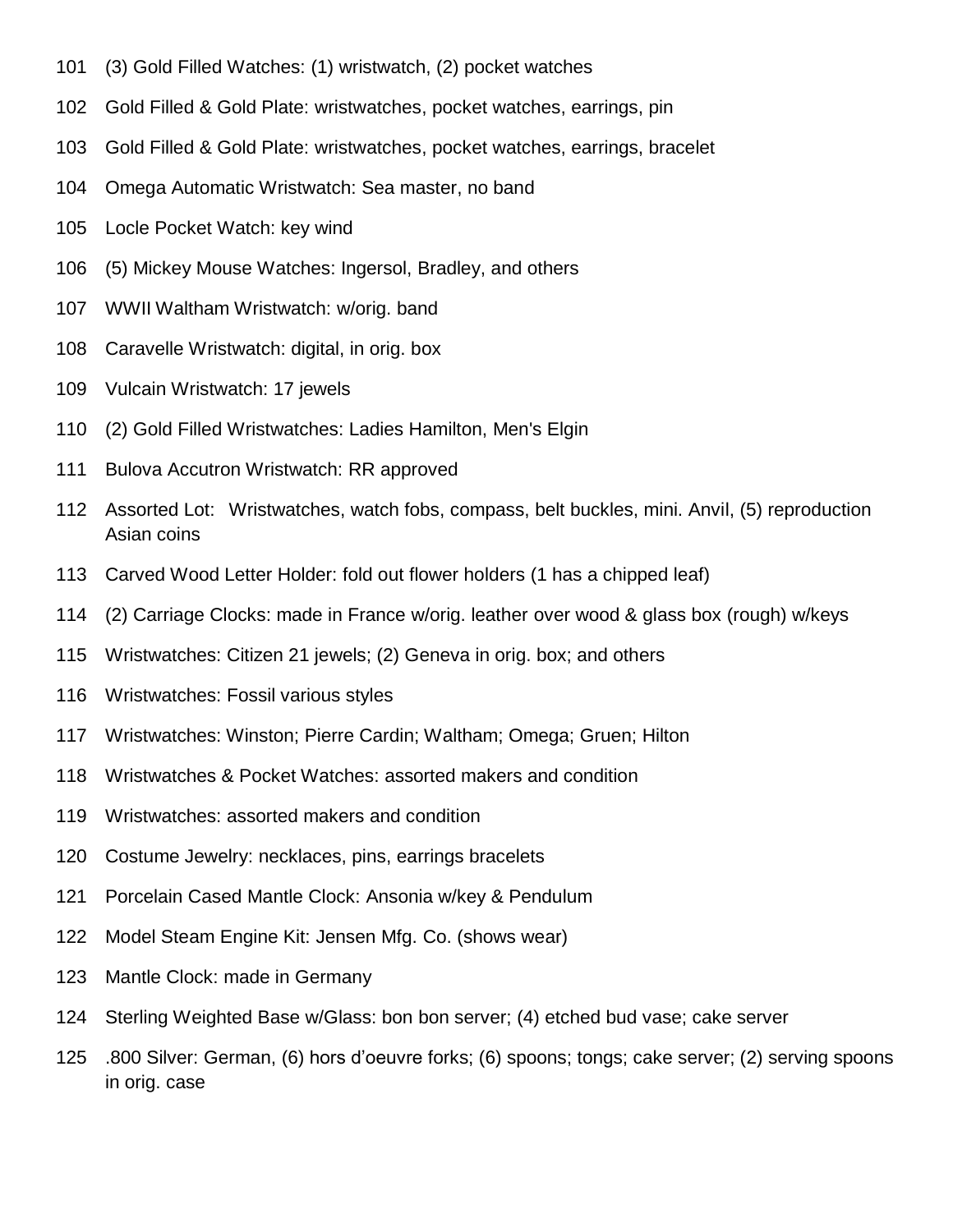101 (3) Gold Filled Watches: (1) wristwatch, (2) pocket watches

102 Gold Filled & Gold Plate: wristwatches, pocket watches, earrings, pin

103 Gold Filled & Gold Plate: wristwatches, pocket watches, earrings, bracelet

104 Omega Automatic Wristwatch: Sea master, no band

105 Locle Pocket Watch: key wind

106 (5) Mickey Mouse Watches: Ingersol, Bradley, and others

107 WWII Waltham Wristwatch: w/orig. band

108 Caravelle Wristwatch: digital, in orig. box

109 Vulcain Wristwatch: 17 jewels

110 (2) Gold Filled Wristwatches: Ladies Hamilton, Men's Elgin

111 Bulova Accutron Wristwatch: RR approved

112 Assorted Lot: Wristwatches, watch fobs, compass, belt buckles, mini. Anvil, (5) reproduction Asian coins

113 Carved Wood Letter Holder: fold out flower holders (1 has a chipped leaf)

114 (2) Carriage Clocks: made in France w/orig. leather over wood & glass box (rough) w/keys

115 Wristwatches: Citizen 21 jewels; (2) Geneva in orig. box; and others

116 Wristwatches: Fossil various styles

117 Wristwatches: Winston; Pierre Cardin; Waltham; Omega; Gruen; Hilton

118 Wristwatches & Pocket Watches: assorted makers and condition

119 Wristwatches: assorted makers and condition

120 Costume Jewelry: necklaces, pins, earrings bracelets

121 Porcelain Cased Mantle Clock: Ansonia w/key & Pendulum

122 Model Steam Engine Kit: Jensen Mfg. Co. (shows wear)

123 Mantle Clock: made in Germany

124 Sterling Weighted Base w/Glass: bon bon server; (4) etched bud vase; cake server

125 .800 Silver: German, (6) hors d'oeuvre forks; (6) spoons; tongs; cake server; (2) serving spoons in orig. case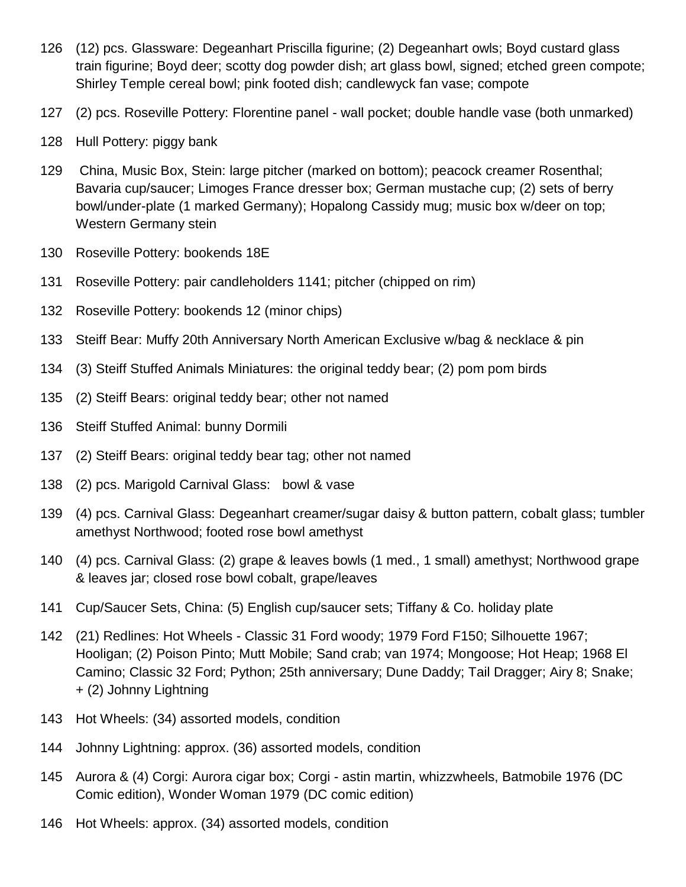126 (12) pcs. Glassware: Degeanhart Priscilla figurine; (2) Degeanhart owls; Boyd custard glass train figurine; Boyd deer; scotty dog powder dish; art glass bowl, signed; etched green compote; Shirley Temple cereal bowl; pink footed dish; candlewyck fan vase; compote

127 (2) pcs. Roseville Pottery: Florentine panel - wall pocket; double handle vase (both unmarked)

128 Hull Pottery: piggy bank

129 China, Music Box, Stein: large pitcher (marked on bottom); peacock creamer Rosenthal; Bavaria cup/saucer; Limoges France dresser box; German mustache cup; (2) sets of berry bowl/under-plate (1 marked Germany); Hopalong Cassidy mug; music box w/deer on top; Western Germany stein

130 Roseville Pottery: bookends 18E

131 Roseville Pottery: pair candleholders 1141; pitcher (chipped on rim)

132 Roseville Pottery: bookends 12 (minor chips)

133 Steiff Bear: Muffy 20th Anniversary North American Exclusive w/bag & necklace & pin

134 (3) Steiff Stuffed Animals Miniatures: the original teddy bear; (2) pom pom birds

135 (2) Steiff Bears: original teddy bear; other not named

136 Steiff Stuffed Animal: bunny Dormili

137 (2) Steiff Bears: original teddy bear tag; other not named

138 (2) pcs. Marigold Carnival Glass: bowl & vase

139 (4) pcs. Carnival Glass: Degeanhart creamer/sugar daisy & button pattern, cobalt glass; tumbler amethyst Northwood; footed rose bowl amethyst

140 (4) pcs. Carnival Glass: (2) grape & leaves bowls (1 med., 1 small) amethyst; Northwood grape & leaves jar; closed rose bowl cobalt, grape/leaves

141 Cup/Saucer Sets, China: (5) English cup/saucer sets; Tiffany & Co. holiday plate

142 (21) Redlines: Hot Wheels - Classic 31 Ford woody; 1979 Ford F150; Silhouette 1967; Hooligan; (2) Poison Pinto; Mutt Mobile; Sand crab; van 1974; Mongoose; Hot Heap; 1968 El Camino; Classic 32 Ford; Python; 25th anniversary; Dune Daddy; Tail Dragger; Airy 8; Snake; + (2) Johnny Lightning

143 Hot Wheels: (34) assorted models, condition

144 Johnny Lightning: approx. (36) assorted models, condition

145 Aurora & (4) Corgi: Aurora cigar box; Corgi - astin martin, whizzwheels, Batmobile 1976 (DC Comic edition), Wonder Woman 1979 (DC comic edition)

146 Hot Wheels: approx. (34) assorted models, condition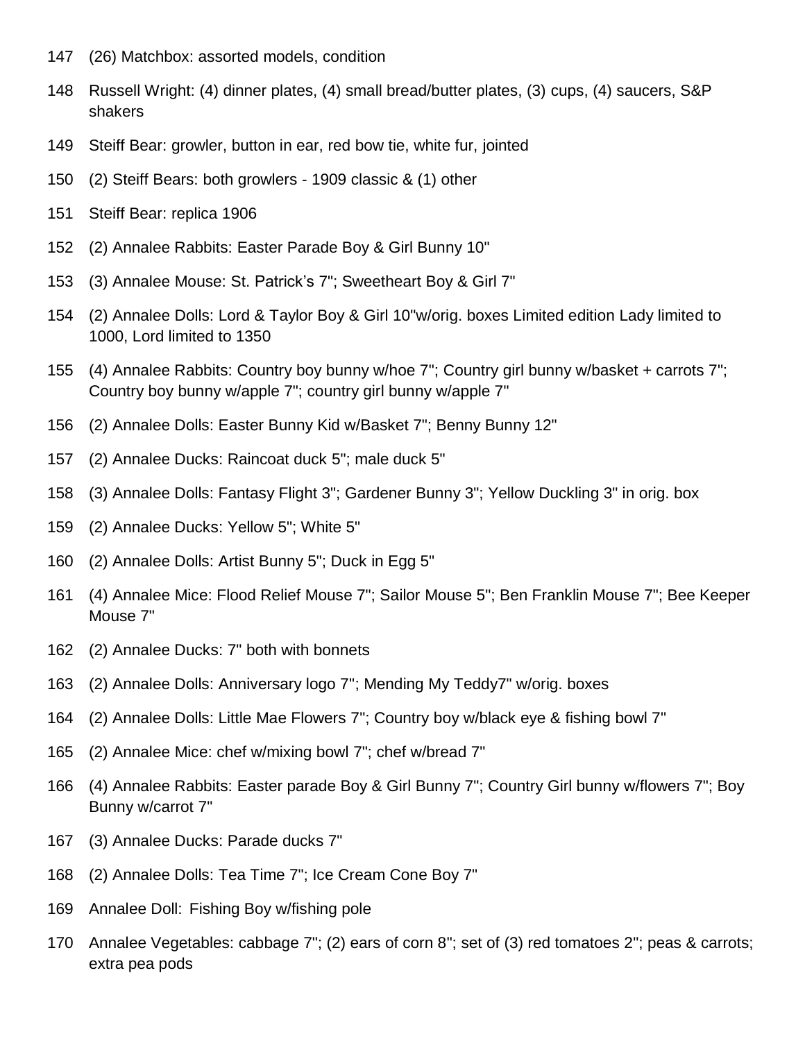147 (26) Matchbox: assorted models, condition

148 Russell Wright: (4) dinner plates, (4) small bread/butter plates, (3) cups, (4) saucers, S&P shakers

149 Steiff Bear: growler, button in ear, red bow tie, white fur, jointed

150 (2) Steiff Bears: both growlers - 1909 classic & (1) other

151 Steiff Bear: replica 1906

152 (2) Annalee Rabbits: Easter Parade Boy & Girl Bunny 10"

153 (3) Annalee Mouse: St. Patrick's 7"; Sweetheart Boy & Girl 7"

154 (2) Annalee Dolls: Lord & Taylor Boy & Girl 10"w/orig. boxes Limited edition Lady limited to 1000, Lord limited to 1350

155 (4) Annalee Rabbits: Country boy bunny w/hoe 7"; Country girl bunny w/basket + carrots 7"; Country boy bunny w/apple 7"; country girl bunny w/apple 7"

156 (2) Annalee Dolls: Easter Bunny Kid w/Basket 7"; Benny Bunny 12"

157 (2) Annalee Ducks: Raincoat duck 5"; male duck 5"

158 (3) Annalee Dolls: Fantasy Flight 3"; Gardener Bunny 3"; Yellow Duckling 3" in orig. box

159 (2) Annalee Ducks: Yellow 5"; White 5"

160 (2) Annalee Dolls: Artist Bunny 5"; Duck in Egg 5"

161 (4) Annalee Mice: Flood Relief Mouse 7"; Sailor Mouse 5"; Ben Franklin Mouse 7"; Bee Keeper Mouse 7"

162 (2) Annalee Ducks: 7" both with bonnets

163 (2) Annalee Dolls: Anniversary logo 7"; Mending My Teddy7" w/orig. boxes

164 (2) Annalee Dolls: Little Mae Flowers 7"; Country boy w/black eye & fishing bowl 7"

165 (2) Annalee Mice: chef w/mixing bowl 7"; chef w/bread 7"

166 (4) Annalee Rabbits: Easter parade Boy & Girl Bunny 7"; Country Girl bunny w/flowers 7"; Boy Bunny w/carrot 7"

167 (3) Annalee Ducks: Parade ducks 7"

168 (2) Annalee Dolls: Tea Time 7"; Ice Cream Cone Boy 7"

169 Annalee Doll: Fishing Boy w/fishing pole

170 Annalee Vegetables: cabbage 7"; (2) ears of corn 8"; set of (3) red tomatoes 2"; peas & carrots; extra pea pods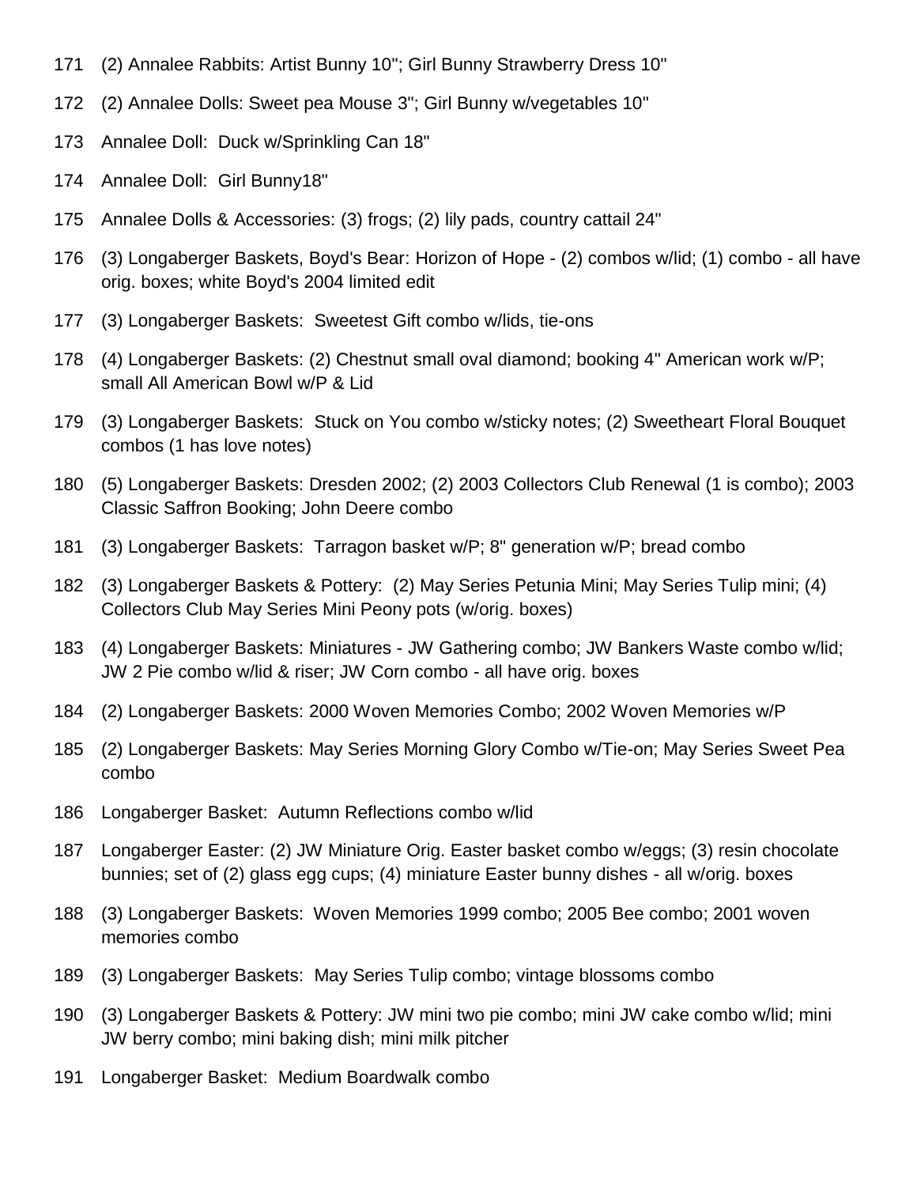171 (2) Annalee Rabbits: Artist Bunny 10"; Girl Bunny Strawberry Dress 10"

172 (2) Annalee Dolls: Sweet pea Mouse 3"; Girl Bunny w/vegetables 10"

173 Annalee Doll: Duck w/Sprinkling Can 18"

174 Annalee Doll: Girl Bunny18"

175 Annalee Dolls & Accessories: (3) frogs; (2) lily pads, country cattail 24"

176 (3) Longaberger Baskets, Boyd's Bear: Horizon of Hope - (2) combos w/lid; (1) combo - all have orig. boxes; white Boyd's 2004 limited edit

177 (3) Longaberger Baskets: Sweetest Gift combo w/lids, tie-ons

178 (4) Longaberger Baskets: (2) Chestnut small oval diamond; booking 4" American work w/P; small All American Bowl w/P & Lid

179 (3) Longaberger Baskets: Stuck on You combo w/sticky notes; (2) Sweetheart Floral Bouquet combos (1 has love notes)

180 (5) Longaberger Baskets: Dresden 2002; (2) 2003 Collectors Club Renewal (1 is combo); 2003 Classic Saffron Booking; John Deere combo

181 (3) Longaberger Baskets: Tarragon basket w/P; 8" generation w/P; bread combo

182 (3) Longaberger Baskets & Pottery: (2) May Series Petunia Mini; May Series Tulip mini; (4) Collectors Club May Series Mini Peony pots (w/orig. boxes)

183 (4) Longaberger Baskets: Miniatures - JW Gathering combo; JW Bankers Waste combo w/lid; JW 2 Pie combo w/lid & riser; JW Corn combo - all have orig. boxes

184 (2) Longaberger Baskets: 2000 Woven Memories Combo; 2002 Woven Memories w/P

185 (2) Longaberger Baskets: May Series Morning Glory Combo w/Tie-on; May Series Sweet Pea combo

186 Longaberger Basket: Autumn Reflections combo w/lid

187 Longaberger Easter: (2) JW Miniature Orig. Easter basket combo w/eggs; (3) resin chocolate bunnies; set of (2) glass egg cups; (4) miniature Easter bunny dishes - all w/orig. boxes

188 (3) Longaberger Baskets: Woven Memories 1999 combo; 2005 Bee combo; 2001 woven memories combo

189 (3) Longaberger Baskets: May Series Tulip combo; vintage blossoms combo

190 (3) Longaberger Baskets & Pottery: JW mini two pie combo; mini JW cake combo w/lid; mini JW berry combo; mini baking dish; mini milk pitcher

191 Longaberger Basket: Medium Boardwalk combo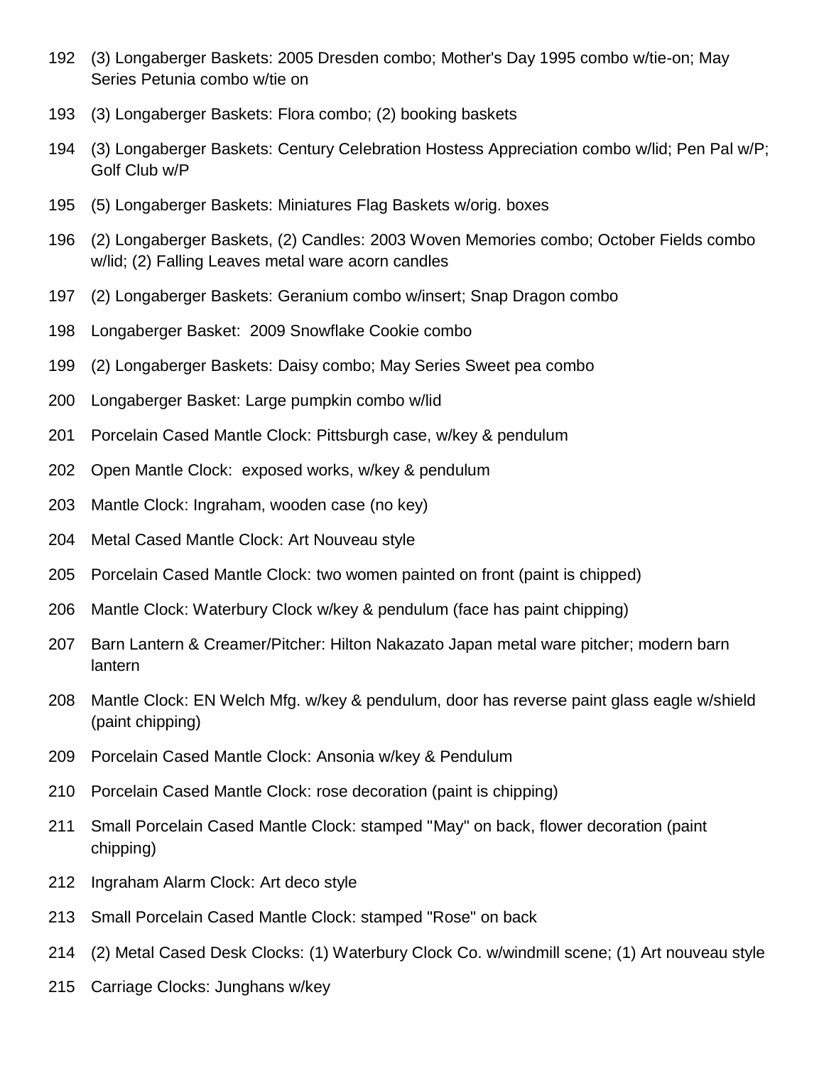192 (3) Longaberger Baskets: 2005 Dresden combo; Mother's Day 1995 combo w/tie-on; May Series Petunia combo w/tie on

193 (3) Longaberger Baskets: Flora combo; (2) booking baskets

194 (3) Longaberger Baskets: Century Celebration Hostess Appreciation combo w/lid; Pen Pal w/P; Golf Club w/P

195 (5) Longaberger Baskets: Miniatures Flag Baskets w/orig. boxes

196 (2) Longaberger Baskets, (2) Candles: 2003 Woven Memories combo; October Fields combo w/lid; (2) Falling Leaves metal ware acorn candles

197 (2) Longaberger Baskets: Geranium combo w/insert; Snap Dragon combo

198 Longaberger Basket: 2009 Snowflake Cookie combo

199 (2) Longaberger Baskets: Daisy combo; May Series Sweet pea combo

200 Longaberger Basket: Large pumpkin combo w/lid

201 Porcelain Cased Mantle Clock: Pittsburgh case, w/key & pendulum

202 Open Mantle Clock: exposed works, w/key & pendulum

203 Mantle Clock: Ingraham, wooden case (no key)

204 Metal Cased Mantle Clock: Art Nouveau style

205 Porcelain Cased Mantle Clock: two women painted on front (paint is chipped)

206 Mantle Clock: Waterbury Clock w/key & pendulum (face has paint chipping)

207 Barn Lantern & Creamer/Pitcher: Hilton Nakazato Japan metal ware pitcher; modern barn lantern

208 Mantle Clock: EN Welch Mfg. w/key & pendulum, door has reverse paint glass eagle w/shield (paint chipping)

209 Porcelain Cased Mantle Clock: Ansonia w/key & Pendulum

210 Porcelain Cased Mantle Clock: rose decoration (paint is chipping)

211 Small Porcelain Cased Mantle Clock: stamped "May" on back, flower decoration (paint chipping)

212 Ingraham Alarm Clock: Art deco style

213 Small Porcelain Cased Mantle Clock: stamped "Rose" on back

214 (2) Metal Cased Desk Clocks: (1) Waterbury Clock Co. w/windmill scene; (1) Art nouveau style

215 Carriage Clocks: Junghans w/key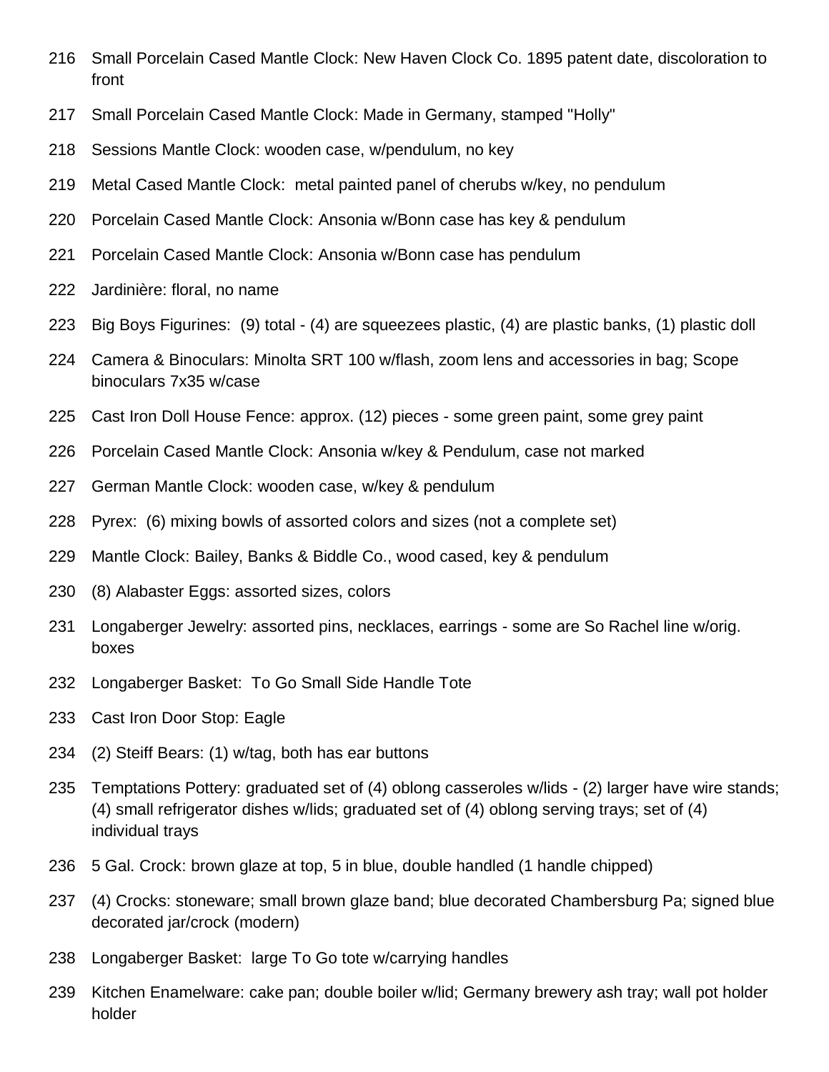216 Small Porcelain Cased Mantle Clock: New Haven Clock Co. 1895 patent date, discoloration to front

217 Small Porcelain Cased Mantle Clock: Made in Germany, stamped "Holly"

218 Sessions Mantle Clock: wooden case, w/pendulum, no key

219 Metal Cased Mantle Clock: metal painted panel of cherubs w/key, no pendulum

220 Porcelain Cased Mantle Clock: Ansonia w/Bonn case has key & pendulum

221 Porcelain Cased Mantle Clock: Ansonia w/Bonn case has pendulum

222 Jardinière: floral, no name

223 Big Boys Figurines: (9) total - (4) are squeezees plastic, (4) are plastic banks, (1) plastic doll

224 Camera & Binoculars: Minolta SRT 100 w/flash, zoom lens and accessories in bag; Scope binoculars 7x35 w/case

225 Cast Iron Doll House Fence: approx. (12) pieces - some green paint, some grey paint

226 Porcelain Cased Mantle Clock: Ansonia w/key & Pendulum, case not marked

227 German Mantle Clock: wooden case, w/key & pendulum

228 Pyrex: (6) mixing bowls of assorted colors and sizes (not a complete set)

229 Mantle Clock: Bailey, Banks & Biddle Co., wood cased, key & pendulum

230 (8) Alabaster Eggs: assorted sizes, colors

231 Longaberger Jewelry: assorted pins, necklaces, earrings - some are So Rachel line w/orig. boxes

232 Longaberger Basket: To Go Small Side Handle Tote

233 Cast Iron Door Stop: Eagle

234 (2) Steiff Bears: (1) w/tag, both has ear buttons

235 Temptations Pottery: graduated set of (4) oblong casseroles w/lids - (2) larger have wire stands; (4) small refrigerator dishes w/lids; graduated set of (4) oblong serving trays; set of (4) individual trays

236 5 Gal. Crock: brown glaze at top, 5 in blue, double handled (1 handle chipped)

237 (4) Crocks: stoneware; small brown glaze band; blue decorated Chambersburg Pa; signed blue decorated jar/crock (modern)

238 Longaberger Basket: large To Go tote w/carrying handles

239 Kitchen Enamelware: cake pan; double boiler w/lid; Germany brewery ash tray; wall pot holder holder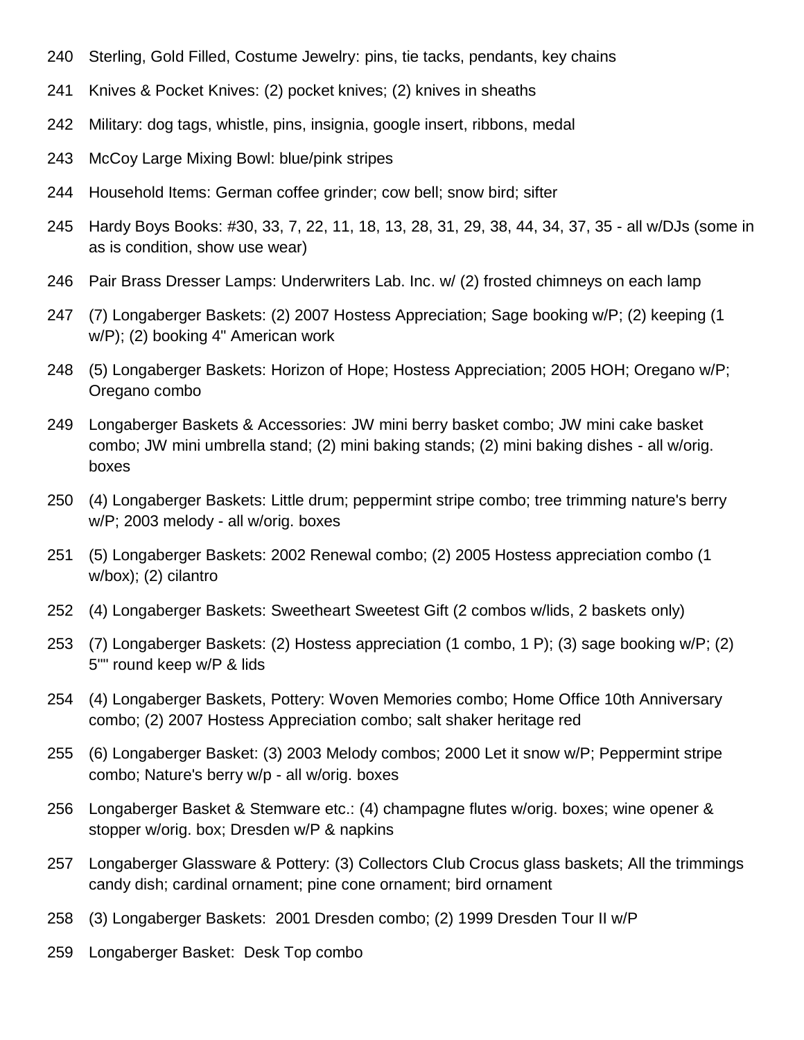240 Sterling, Gold Filled, Costume Jewelry: pins, tie tacks, pendants, key chains

241 Knives & Pocket Knives: (2) pocket knives; (2) knives in sheaths

242 Military: dog tags, whistle, pins, insignia, google insert, ribbons, medal

243 McCoy Large Mixing Bowl: blue/pink stripes

244 Household Items: German coffee grinder; cow bell; snow bird; sifter

245 Hardy Boys Books: #30, 33, 7, 22, 11, 18, 13, 28, 31, 29, 38, 44, 34, 37, 35 - all w/DJs (some in as is condition, show use wear)

246 Pair Brass Dresser Lamps: Underwriters Lab. Inc. w/ (2) frosted chimneys on each lamp

247 (7) Longaberger Baskets: (2) 2007 Hostess Appreciation; Sage booking w/P; (2) keeping (1 w/P); (2) booking 4" American work

248 (5) Longaberger Baskets: Horizon of Hope; Hostess Appreciation; 2005 HOH; Oregano w/P; Oregano combo

249 Longaberger Baskets & Accessories: JW mini berry basket combo; JW mini cake basket combo; JW mini umbrella stand; (2) mini baking stands; (2) mini baking dishes - all w/orig. boxes

250 (4) Longaberger Baskets: Little drum; peppermint stripe combo; tree trimming nature's berry w/P; 2003 melody - all w/orig. boxes

251 (5) Longaberger Baskets: 2002 Renewal combo; (2) 2005 Hostess appreciation combo (1 w/box); (2) cilantro

252 (4) Longaberger Baskets: Sweetheart Sweetest Gift (2 combos w/lids, 2 baskets only)

253 (7) Longaberger Baskets: (2) Hostess appreciation (1 combo, 1 P); (3) sage booking w/P; (2) 5"" round keep w/P & lids

254 (4) Longaberger Baskets, Pottery: Woven Memories combo; Home Office 10th Anniversary combo; (2) 2007 Hostess Appreciation combo; salt shaker heritage red

255 (6) Longaberger Basket: (3) 2003 Melody combos; 2000 Let it snow w/P; Peppermint stripe combo; Nature's berry w/p - all w/orig. boxes

256 Longaberger Basket & Stemware etc.: (4) champagne flutes w/orig. boxes; wine opener & stopper w/orig. box; Dresden w/P & napkins

257 Longaberger Glassware & Pottery: (3) Collectors Club Crocus glass baskets; All the trimmings candy dish; cardinal ornament; pine cone ornament; bird ornament

258 (3) Longaberger Baskets: 2001 Dresden combo; (2) 1999 Dresden Tour II w/P

259 Longaberger Basket: Desk Top combo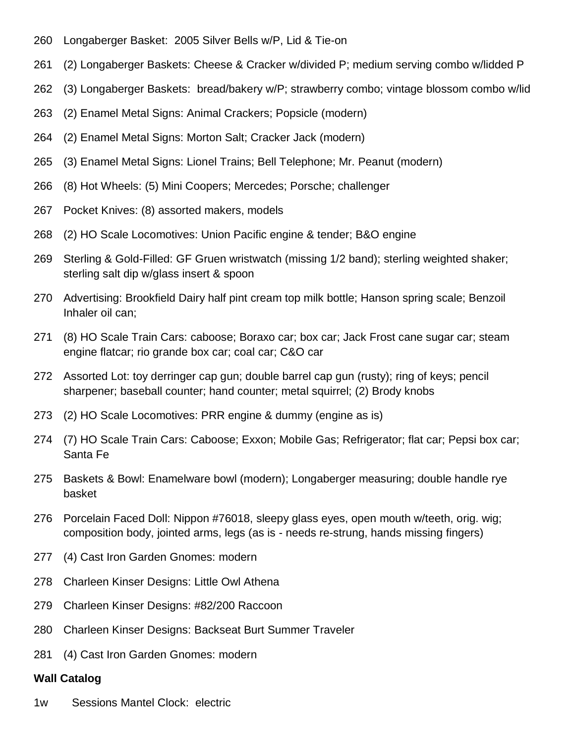260 Longaberger Basket: 2005 Silver Bells w/P, Lid & Tie-on

261 (2) Longaberger Baskets: Cheese & Cracker w/divided P; medium serving combo w/lidded P

262 (3) Longaberger Baskets: bread/bakery w/P; strawberry combo; vintage blossom combo w/lid

263 (2) Enamel Metal Signs: Animal Crackers; Popsicle (modern)

264 (2) Enamel Metal Signs: Morton Salt; Cracker Jack (modern)

265 (3) Enamel Metal Signs: Lionel Trains; Bell Telephone; Mr. Peanut (modern)

266 (8) Hot Wheels: (5) Mini Coopers; Mercedes; Porsche; challenger

267 Pocket Knives: (8) assorted makers, models

268 (2) HO Scale Locomotives: Union Pacific engine & tender; B&O engine

269 Sterling & Gold-Filled: GF Gruen wristwatch (missing 1/2 band); sterling weighted shaker; sterling salt dip w/glass insert & spoon

270 Advertising: Brookfield Dairy half pint cream top milk bottle; Hanson spring scale; Benzoil Inhaler oil can;

271 (8) HO Scale Train Cars: caboose; Boraxo car; box car; Jack Frost cane sugar car; steam engine flatcar; rio grande box car; coal car; C&O car

272 Assorted Lot: toy derringer cap gun; double barrel cap gun (rusty); ring of keys; pencil sharpener; baseball counter; hand counter; metal squirrel; (2) Brody knobs

273 (2) HO Scale Locomotives: PRR engine & dummy (engine as is)

274 (7) HO Scale Train Cars: Caboose; Exxon; Mobile Gas; Refrigerator; flat car; Pepsi box car; Santa Fe

275 Baskets & Bowl: Enamelware bowl (modern); Longaberger measuring; double handle rye basket

276 Porcelain Faced Doll: Nippon #76018, sleepy glass eyes, open mouth w/teeth, orig. wig; composition body, jointed arms, legs (as is - needs re-strung, hands missing fingers)

277 (4) Cast Iron Garden Gnomes: modern

278 Charleen Kinser Designs: Little Owl Athena

279 Charleen Kinser Designs: #82/200 Raccoon

280 Charleen Kinser Designs: Backseat Burt Summer Traveler

281 (4) Cast Iron Garden Gnomes: modern

**Wall Catalog**

1w Sessions Mantel Clock: electric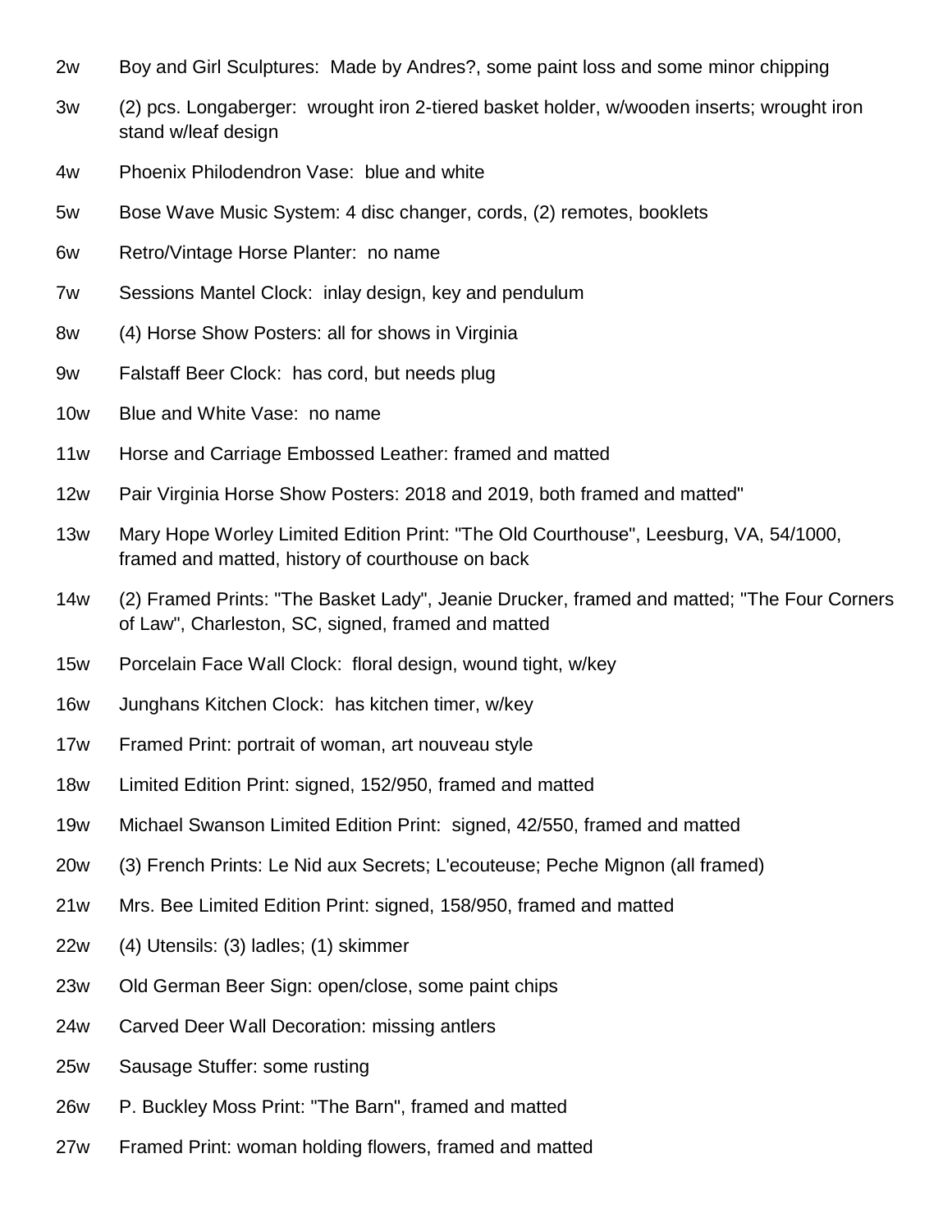2w Boy and Girl Sculptures: Made by Andres?, some paint loss and some minor chipping

3w (2) pcs. Longaberger: wrought iron 2-tiered basket holder, w/wooden inserts; wrought iron stand w/leaf design

4w Phoenix Philodendron Vase: blue and white

5w Bose Wave Music System: 4 disc changer, cords, (2) remotes, booklets

6w Retro/Vintage Horse Planter: no name

7w Sessions Mantel Clock: inlay design, key and pendulum

8w (4) Horse Show Posters: all for shows in Virginia

9w Falstaff Beer Clock: has cord, but needs plug

10w Blue and White Vase: no name

11w Horse and Carriage Embossed Leather: framed and matted

12w Pair Virginia Horse Show Posters: 2018 and 2019, both framed and matted"

13w Mary Hope Worley Limited Edition Print: "The Old Courthouse", Leesburg, VA, 54/1000, framed and matted, history of courthouse on back

14w (2) Framed Prints: "The Basket Lady", Jeanie Drucker, framed and matted; "The Four Corners of Law", Charleston, SC, signed, framed and matted

15w Porcelain Face Wall Clock: floral design, wound tight, w/key

16w Junghans Kitchen Clock: has kitchen timer, w/key

17w Framed Print: portrait of woman, art nouveau style

18w Limited Edition Print: signed, 152/950, framed and matted

19w Michael Swanson Limited Edition Print: signed, 42/550, framed and matted

20w (3) French Prints: Le Nid aux Secrets; L'ecouteuse; Peche Mignon (all framed)

21w Mrs. Bee Limited Edition Print: signed, 158/950, framed and matted

22w (4) Utensils: (3) ladles; (1) skimmer

23w Old German Beer Sign: open/close, some paint chips

24w Carved Deer Wall Decoration: missing antlers

25w Sausage Stuffer: some rusting

26w P. Buckley Moss Print: "The Barn", framed and matted

27w Framed Print: woman holding flowers, framed and matted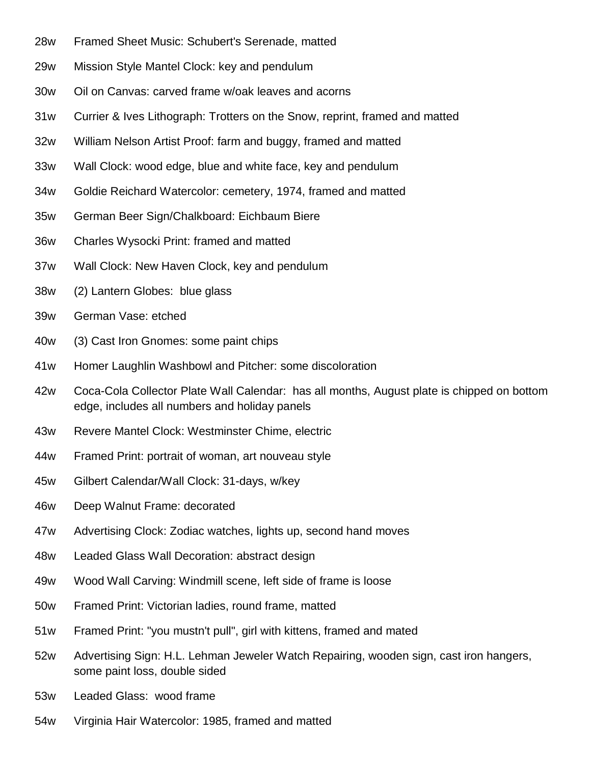28w Framed Sheet Music: Schubert's Serenade, matted

29w Mission Style Mantel Clock: key and pendulum

30w Oil on Canvas: carved frame w/oak leaves and acorns

31w Currier & Ives Lithograph: Trotters on the Snow, reprint, framed and matted

32w William Nelson Artist Proof: farm and buggy, framed and matted

33w Wall Clock: wood edge, blue and white face, key and pendulum

34w Goldie Reichard Watercolor: cemetery, 1974, framed and matted

35w German Beer Sign/Chalkboard: Eichbaum Biere

36w Charles Wysocki Print: framed and matted

37w Wall Clock: New Haven Clock, key and pendulum

38w (2) Lantern Globes: blue glass

39w German Vase: etched

40w (3) Cast Iron Gnomes: some paint chips

41w Homer Laughlin Washbowl and Pitcher: some discoloration

42w Coca-Cola Collector Plate Wall Calendar: has all months, August plate is chipped on bottom edge, includes all numbers and holiday panels

43w Revere Mantel Clock: Westminster Chime, electric

44w Framed Print: portrait of woman, art nouveau style

45w Gilbert Calendar/Wall Clock: 31-days, w/key

46w Deep Walnut Frame: decorated

47w Advertising Clock: Zodiac watches, lights up, second hand moves

48w Leaded Glass Wall Decoration: abstract design

49w Wood Wall Carving: Windmill scene, left side of frame is loose

50w Framed Print: Victorian ladies, round frame, matted

51w Framed Print: "you mustn't pull", girl with kittens, framed and mated

52w Advertising Sign: H.L. Lehman Jeweler Watch Repairing, wooden sign, cast iron hangers, some paint loss, double sided

53w Leaded Glass: wood frame

54w Virginia Hair Watercolor: 1985, framed and matted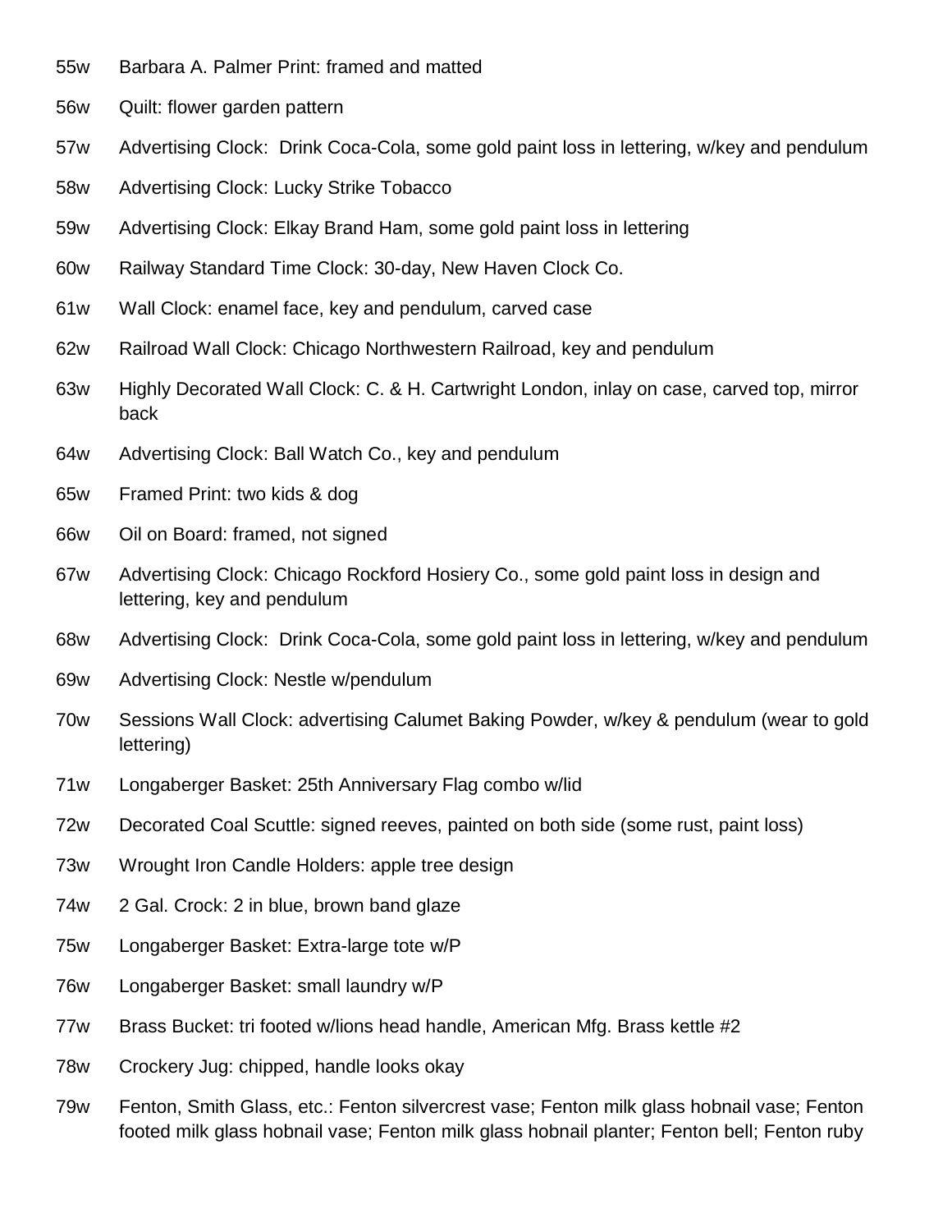55w Barbara A. Palmer Print: framed and matted

56w Quilt: flower garden pattern

57w Advertising Clock: Drink Coca-Cola, some gold paint loss in lettering, w/key and pendulum

58w Advertising Clock: Lucky Strike Tobacco

59w Advertising Clock: Elkay Brand Ham, some gold paint loss in lettering

60w Railway Standard Time Clock: 30-day, New Haven Clock Co.

61w Wall Clock: enamel face, key and pendulum, carved case

62w Railroad Wall Clock: Chicago Northwestern Railroad, key and pendulum

63w Highly Decorated Wall Clock: C. & H. Cartwright London, inlay on case, carved top, mirror back

64w Advertising Clock: Ball Watch Co., key and pendulum

65w Framed Print: two kids & dog

66w Oil on Board: framed, not signed

67w Advertising Clock: Chicago Rockford Hosiery Co., some gold paint loss in design and lettering, key and pendulum

68w Advertising Clock: Drink Coca-Cola, some gold paint loss in lettering, w/key and pendulum

69w Advertising Clock: Nestle w/pendulum

70w Sessions Wall Clock: advertising Calumet Baking Powder, w/key & pendulum (wear to gold lettering)

71w Longaberger Basket: 25th Anniversary Flag combo w/lid

72w Decorated Coal Scuttle: signed reeves, painted on both side (some rust, paint loss)

73w Wrought Iron Candle Holders: apple tree design

74w 2 Gal. Crock: 2 in blue, brown band glaze

75w Longaberger Basket: Extra-large tote w/P

76w Longaberger Basket: small laundry w/P

77w Brass Bucket: tri footed w/lions head handle, American Mfg. Brass kettle #2

78w Crockery Jug: chipped, handle looks okay

79w Fenton, Smith Glass, etc.: Fenton silvercrest vase; Fenton milk glass hobnail vase; Fenton footed milk glass hobnail vase; Fenton milk glass hobnail planter; Fenton bell; Fenton ruby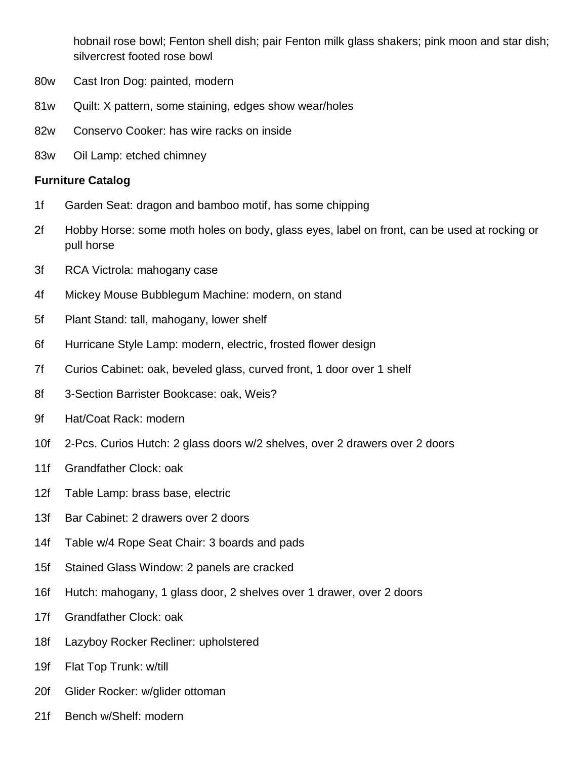hobnail rose bowl; Fenton shell dish; pair Fenton milk glass shakers; pink moon and star dish; silvercrest footed rose bowl

80w Cast Iron Dog: painted, modern

81w Quilt: X pattern, some staining, edges show wear/holes

82w Conservo Cooker: has wire racks on inside

83w Oil Lamp: etched chimney

**Furniture Catalog**

1f Garden Seat: dragon and bamboo motif, has some chipping

2f Hobby Horse: some moth holes on body, glass eyes, label on front, can be used at rocking or pull horse

3f RCA Victrola: mahogany case

4f Mickey Mouse Bubblegum Machine: modern, on stand

5f Plant Stand: tall, mahogany, lower shelf

6f Hurricane Style Lamp: modern, electric, frosted flower design

7f Curios Cabinet: oak, beveled glass, curved front, 1 door over 1 shelf

8f 3-Section Barrister Bookcase: oak, Weis?

9f Hat/Coat Rack: modern

10f 2-Pcs. Curios Hutch: 2 glass doors w/2 shelves, over 2 drawers over 2 doors

11f Grandfather Clock: oak

12f Table Lamp: brass base, electric

13f Bar Cabinet: 2 drawers over 2 doors

14f Table w/4 Rope Seat Chair: 3 boards and pads

15f Stained Glass Window: 2 panels are cracked

16f Hutch: mahogany, 1 glass door, 2 shelves over 1 drawer, over 2 doors

17f Grandfather Clock: oak

18f Lazyboy Rocker Recliner: upholstered

19f Flat Top Trunk: w/till

20f Glider Rocker: w/glider ottoman

21f Bench w/Shelf: modern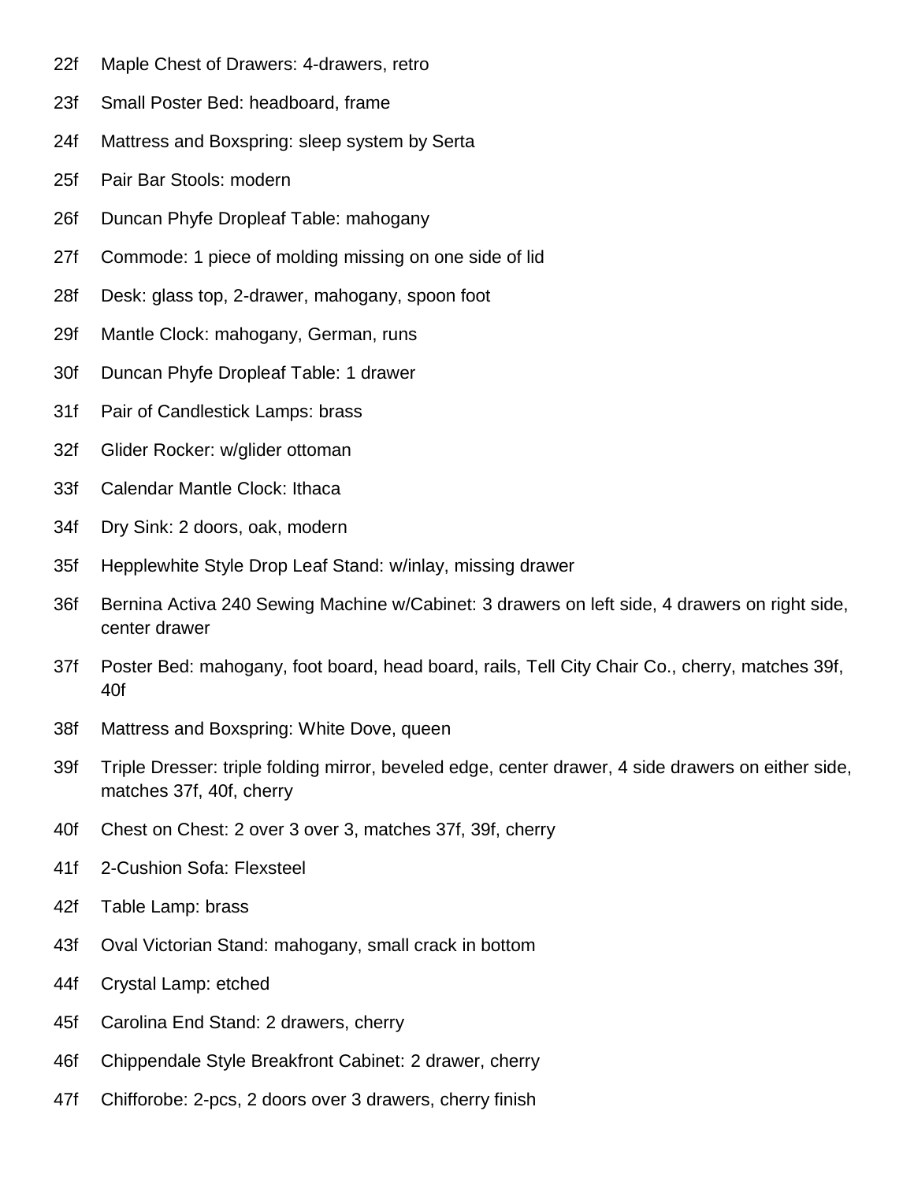22f Maple Chest of Drawers: 4-drawers, retro

23f Small Poster Bed: headboard, frame

24f Mattress and Boxspring: sleep system by Serta

25f Pair Bar Stools: modern

26f Duncan Phyfe Dropleaf Table: mahogany

27f Commode: 1 piece of molding missing on one side of lid

28f Desk: glass top, 2-drawer, mahogany, spoon foot

29f Mantle Clock: mahogany, German, runs

30f Duncan Phyfe Dropleaf Table: 1 drawer

31f Pair of Candlestick Lamps: brass

32f Glider Rocker: w/glider ottoman

33f Calendar Mantle Clock: Ithaca

34f Dry Sink: 2 doors, oak, modern

35f Hepplewhite Style Drop Leaf Stand: w/inlay, missing drawer

36f Bernina Activa 240 Sewing Machine w/Cabinet: 3 drawers on left side, 4 drawers on right side, center drawer

37f Poster Bed: mahogany, foot board, head board, rails, Tell City Chair Co., cherry, matches 39f, 40f

38f Mattress and Boxspring: White Dove, queen

39f Triple Dresser: triple folding mirror, beveled edge, center drawer, 4 side drawers on either side, matches 37f, 40f, cherry

40f Chest on Chest: 2 over 3 over 3, matches 37f, 39f, cherry

41f 2-Cushion Sofa: Flexsteel

42f Table Lamp: brass

43f Oval Victorian Stand: mahogany, small crack in bottom

44f Crystal Lamp: etched

45f Carolina End Stand: 2 drawers, cherry

46f Chippendale Style Breakfront Cabinet: 2 drawer, cherry

47f Chifforobe: 2-pcs, 2 doors over 3 drawers, cherry finish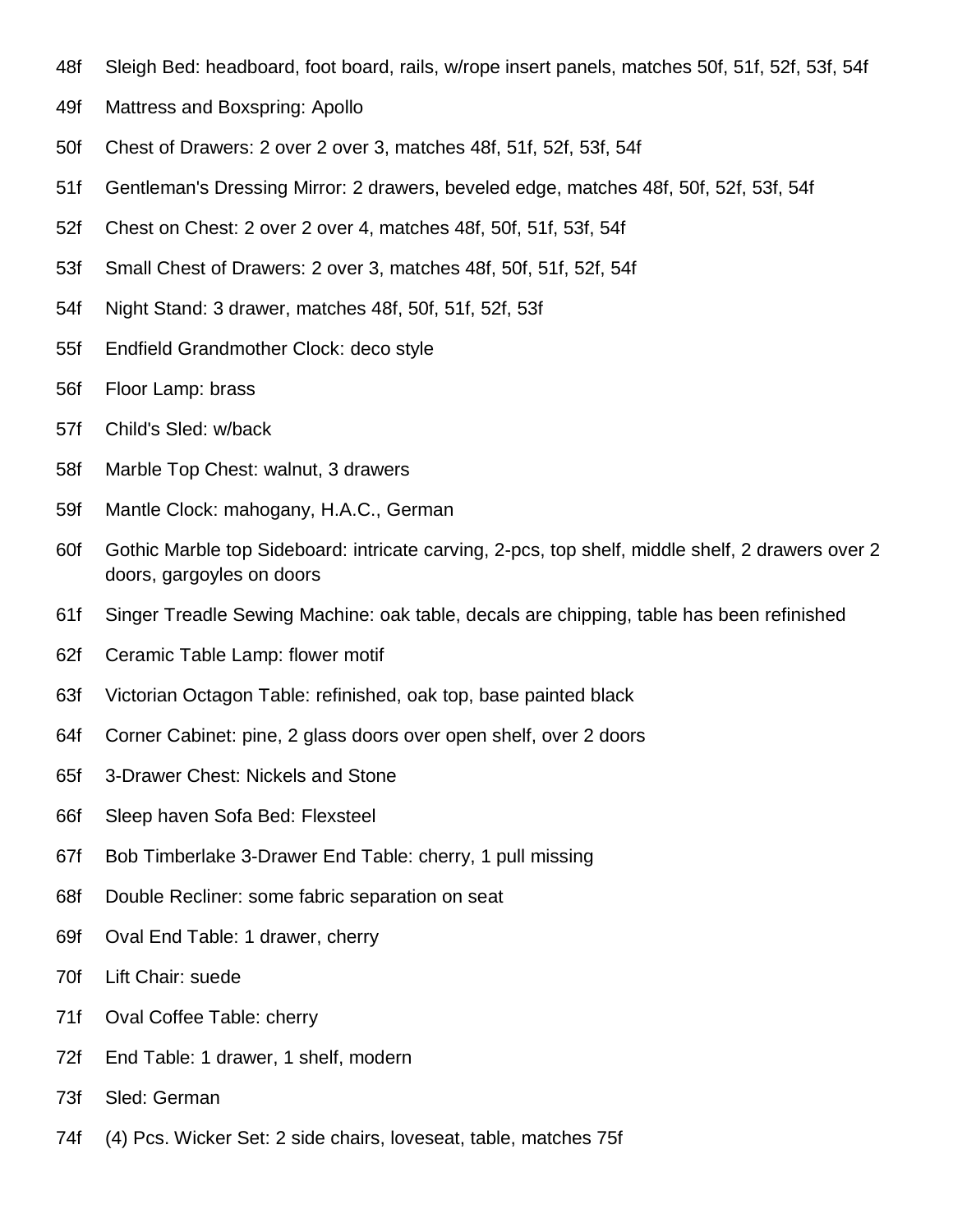48f Sleigh Bed: headboard, foot board, rails, w/rope insert panels, matches 50f, 51f, 52f, 53f, 54f

49f Mattress and Boxspring: Apollo

50f Chest of Drawers: 2 over 2 over 3, matches 48f, 51f, 52f, 53f, 54f

51f Gentleman's Dressing Mirror: 2 drawers, beveled edge, matches 48f, 50f, 52f, 53f, 54f

52f Chest on Chest: 2 over 2 over 4, matches 48f, 50f, 51f, 53f, 54f

53f Small Chest of Drawers: 2 over 3, matches 48f, 50f, 51f, 52f, 54f

54f Night Stand: 3 drawer, matches 48f, 50f, 51f, 52f, 53f

55f Endfield Grandmother Clock: deco style

56f Floor Lamp: brass

57f Child's Sled: w/back

58f Marble Top Chest: walnut, 3 drawers

59f Mantle Clock: mahogany, H.A.C., German

60f Gothic Marble top Sideboard: intricate carving, 2-pcs, top shelf, middle shelf, 2 drawers over 2 doors, gargoyles on doors

61f Singer Treadle Sewing Machine: oak table, decals are chipping, table has been refinished

62f Ceramic Table Lamp: flower motif

63f Victorian Octagon Table: refinished, oak top, base painted black

64f Corner Cabinet: pine, 2 glass doors over open shelf, over 2 doors

65f 3-Drawer Chest: Nickels and Stone

66f Sleep haven Sofa Bed: Flexsteel

67f Bob Timberlake 3-Drawer End Table: cherry, 1 pull missing

68f Double Recliner: some fabric separation on seat

69f Oval End Table: 1 drawer, cherry

70f Lift Chair: suede

71f Oval Coffee Table: cherry

72f End Table: 1 drawer, 1 shelf, modern

73f Sled: German

74f (4) Pcs. Wicker Set: 2 side chairs, loveseat, table, matches 75f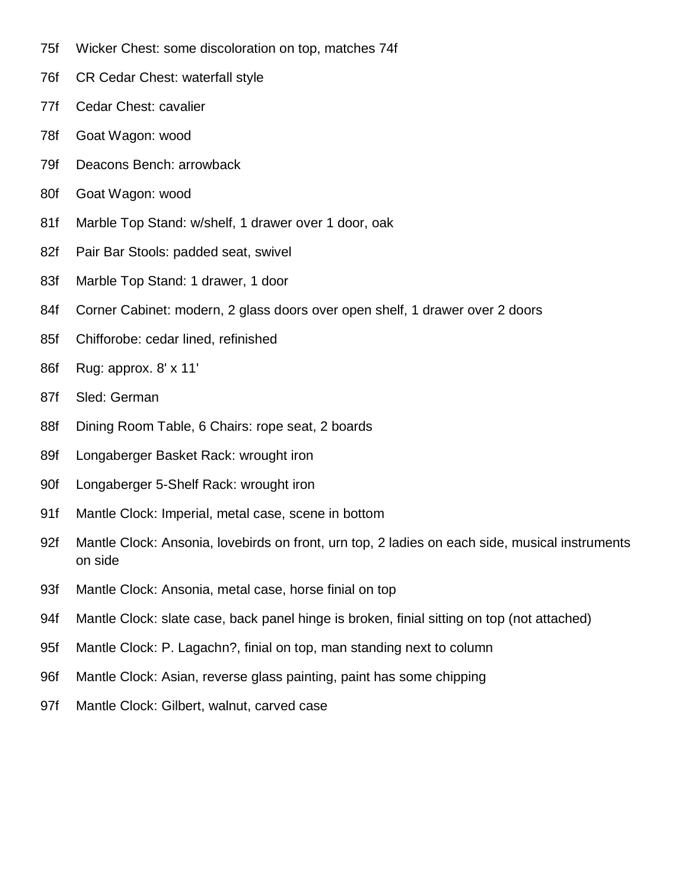75f Wicker Chest: some discoloration on top, matches 74f

76f CR Cedar Chest: waterfall style

77f Cedar Chest: cavalier

78f Goat Wagon: wood

79f Deacons Bench: arrowback

80f Goat Wagon: wood

81f Marble Top Stand: w/shelf, 1 drawer over 1 door, oak

82f Pair Bar Stools: padded seat, swivel

83f Marble Top Stand: 1 drawer, 1 door

84f Corner Cabinet: modern, 2 glass doors over open shelf, 1 drawer over 2 doors

85f Chifforobe: cedar lined, refinished

86f Rug: approx. 8' x 11'

87f Sled: German

88f Dining Room Table, 6 Chairs: rope seat, 2 boards

89f Longaberger Basket Rack: wrought iron

90f Longaberger 5-Shelf Rack: wrought iron

91f Mantle Clock: Imperial, metal case, scene in bottom

92f Mantle Clock: Ansonia, lovebirds on front, urn top, 2 ladies on each side, musical instruments on side

93f Mantle Clock: Ansonia, metal case, horse finial on top

94f Mantle Clock: slate case, back panel hinge is broken, finial sitting on top (not attached)

95f Mantle Clock: P. Lagachn?, finial on top, man standing next to column

96f Mantle Clock: Asian, reverse glass painting, paint has some chipping

97f Mantle Clock: Gilbert, walnut, carved case